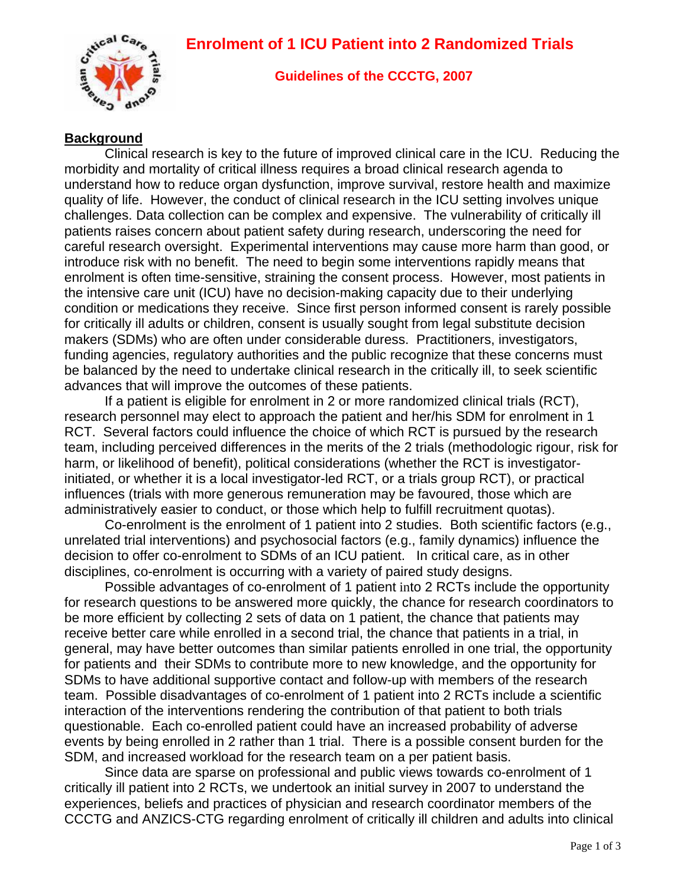# Enrolment of 1 ICU Patient into 2 Randomized Trials

## Guidelines of the CCCTG, 2007

**Background**

Clinical research is key to the future of improved clinical care in the ICU. Reducing the morbidity and mortality of critical illness requires a broad clinical research agenda to understand how to reduce organ dysfunction, improve survival, restore health and maximize quality of life. However, the conduct of clinical research in the ICU setting involves unique challenges. Data collection can be complex and expensive. The vulnerability of critically ill patients raises concern about patient safety during research, underscoring the need for careful research oversight. Experimental interventions may cause more harm than good, or introduce risk with no benefit. The need to begin some interventions rapidly means that enrolment is often time-sensitive, straining the consent process. However, most patients in the intensive care unit (ICU) have no decision-making capacity due to their underlying condition or medications they receive. Since first person informed consent is rarely possible for critically ill adults or children, consent is usually sought from legal substitute decision makers (SDMs) who are often under considerable duress. Practitioners, investigators, funding agencies, regulatory authorities and the public recognize that these concerns must be balanced by the need to undertake clinical research in the critically ill, to seek scientific advances that will improve the outcomes of these patients.

If a patient is eligible for enrolment in 2 or more randomized clinical trials (RCT), research personnel may elect to approach the patient and her/his SDM for enrolment in 1 RCT. Several factors could influence the choice of which RCT is pursued by the research team, including perceived differences in the merits of the 2 trials (methodologic rigour, risk for harm, or likelihood of benefit), political considerations (whether the RCT is investigator-initiated, or whether it is a local investigator-led RCT, or a trials group RCT), or practical influences (trials with more generous remuneration may be favoured, those which are administratively easier to conduct, or those which help to fulfill recruitment quotas).

Co-enrolment is the enrolment of 1 patient into 2 studies. Both scientific factors (e.g., unrelated trial interventions) and psychosocial factors (e.g., family dynamics) influence the decision to offer co-enrolment to SDMs of an ICU patient. In critical care, as in other disciplines, co-enrolment is occurring with a variety of paired study designs.

Possible advantages of co-enrolment of 1 patient into 2 RCTs include the opportunity for research questions to be answered more quickly, the chance for research coordinators to be more efficient by collecting 2 sets of data on 1 patient, the chance that patients may receive better care while enrolled in a second trial, the chance that patients in a trial, in general, may have better outcomes than similar patients enrolled in one trial, the opportunity for patients and their SDMs to contribute more to new knowledge, and the opportunity for SDMs to have additional supportive contact and follow-up with members of the research team. Possible disadvantages of co-enrolment of 1 patient into 2 RCTs include a scientific interaction of the interventions rendering the contribution of that patient to both trials questionable. Each co-enrolled patient could have an increased probability of adverse events by being enrolled in 2 rather than 1 trial. There is a possible consent burden for the SDM, and increased workload for the research team on a per patient basis.

Since data are sparse on professional and public views towards co-enrolment of 1 critically ill patient into 2 RCTs, we undertook an initial survey in 2007 to understand the experiences, beliefs and practices of physician and research coordinator members of the CCCTG and ANZICS-CTG regarding enrolment of critically ill children and adults into clinical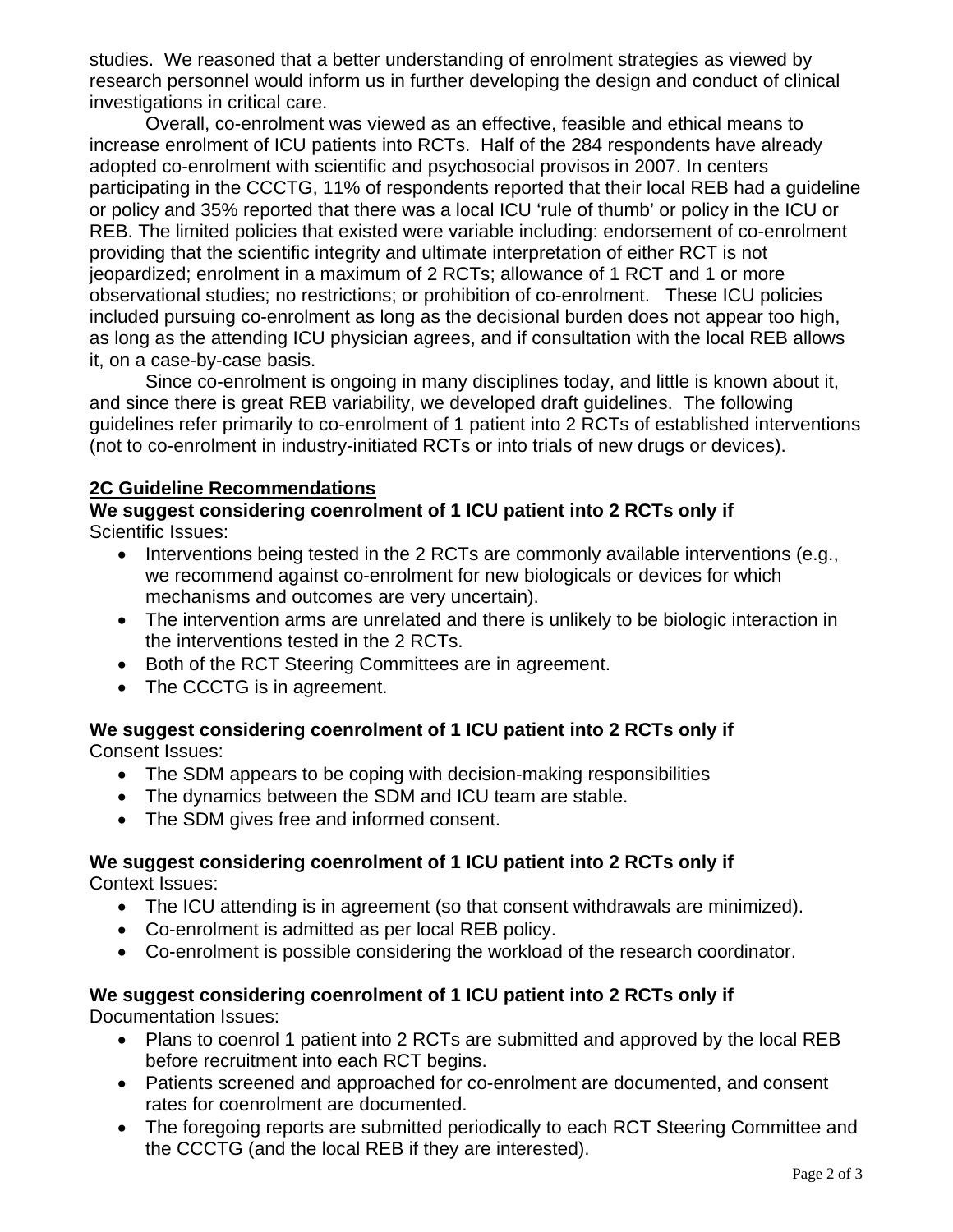studies. We reasoned that a better understanding of enrolment strategies as viewed by research personnel would inform us in further developing the design and conduct of clinical investigations in critical care.

Overall, co-enrolment was viewed as an effective, feasible and ethical means to increase enrolment of ICU patients into RCTs. Half of the 284 respondents have already adopted co-enrolment with scientific and psychosocial provisos in 2007. In centers participating in the CCCTG, 11% of respondents reported that their local REB had a guideline or policy and 35% reported that there was a local ICU 'rule of thumb' or policy in the ICU or REB. The limited policies that existed were variable including: endorsement of co-enrolment providing that the scientific integrity and ultimate interpretation of either RCT is not jeopardized; enrolment in a maximum of 2 RCTs; allowance of 1 RCT and 1 or more observational studies; no restrictions; or prohibition of co-enrolment. These ICU policies included pursuing co-enrolment as long as the decisional burden does not appear too high, as long as the attending ICU physician agrees, and if consultation with the local REB allows it, on a case-by-case basis.

Since co-enrolment is ongoing in many disciplines today, and little is known about it, and since there is great REB variability, we developed draft guidelines. The following guidelines refer primarily to co-enrolment of 1 patient into 2 RCTs of established interventions (not to co-enrolment in industry-initiated RCTs or into trials of new drugs or devices).

## 2C Guideline Recommendations

**We suggest considering coenrolment of 1 ICU patient into 2 RCTs only if**
Scientific Issues:

- Interventions being tested in the 2 RCTs are commonly available interventions (e.g., we recommend against co-enrolment for new biologicals or devices for which mechanisms and outcomes are very uncertain).
- The intervention arms are unrelated and there is unlikely to be biologic interaction in the interventions tested in the 2 RCTs.
- Both of the RCT Steering Committees are in agreement.
- The CCCTG is in agreement.

**We suggest considering coenrolment of 1 ICU patient into 2 RCTs only if**
Consent Issues:

- The SDM appears to be coping with decision-making responsibilities
- The dynamics between the SDM and ICU team are stable.
- The SDM gives free and informed consent.

**We suggest considering coenrolment of 1 ICU patient into 2 RCTs only if**
Context Issues:

- The ICU attending is in agreement (so that consent withdrawals are minimized).
- Co-enrolment is admitted as per local REB policy.
- Co-enrolment is possible considering the workload of the research coordinator.

**We suggest considering coenrolment of 1 ICU patient into 2 RCTs only if**
Documentation Issues:

- Plans to coenrol 1 patient into 2 RCTs are submitted and approved by the local REB before recruitment into each RCT begins.
- Patients screened and approached for co-enrolment are documented, and consent rates for coenrolment are documented.
- The foregoing reports are submitted periodically to each RCT Steering Committee and the CCCTG (and the local REB if they are interested).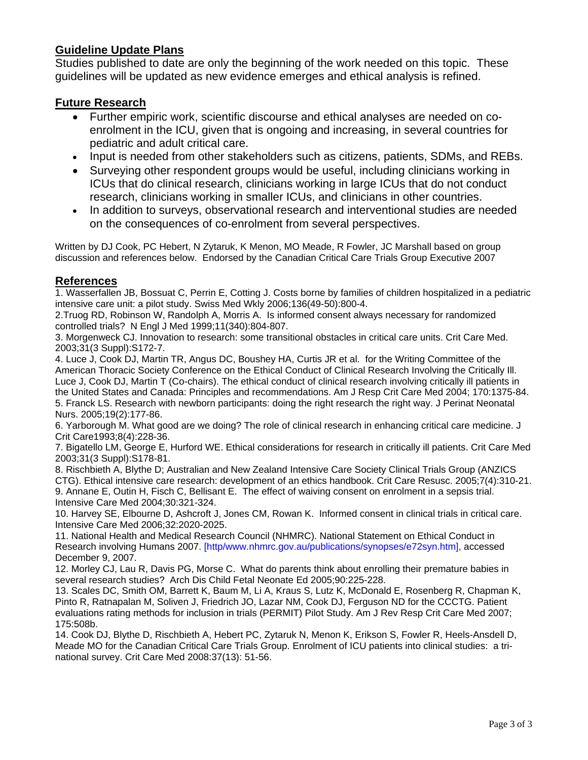## Guideline Update Plans

Studies published to date are only the beginning of the work needed on this topic. These guidelines will be updated as new evidence emerges and ethical analysis is refined.

## Future Research

- Further empiric work, scientific discourse and ethical analyses are needed on co-enrolment in the ICU, given that is ongoing and increasing, in several countries for pediatric and adult critical care.
- Input is needed from other stakeholders such as citizens, patients, SDMs, and REBs.
- Surveying other respondent groups would be useful, including clinicians working in ICUs that do clinical research, clinicians working in large ICUs that do not conduct research, clinicians working in smaller ICUs, and clinicians in other countries.
- In addition to surveys, observational research and interventional studies are needed on the consequences of co-enrolment from several perspectives.

Written by DJ Cook, PC Hebert, N Zytaruk, K Menon, MO Meade, R Fowler, JC Marshall based on group discussion and references below. Endorsed by the Canadian Critical Care Trials Group Executive 2007

## References

1. Wasserfallen JB, Bossuat C, Perrin E, Cotting J. Costs borne by families of children hospitalized in a pediatric intensive care unit: a pilot study. Swiss Med Wkly 2006;136(49-50):800-4.
2. Truog RD, Robinson W, Randolph A, Morris A. Is informed consent always necessary for randomized controlled trials? N Engl J Med 1999;11(340):804-807.
3. Morgenweck CJ. Innovation to research: some transitional obstacles in critical care units. Crit Care Med. 2003;31(3 Suppl):S172-7.
4. Luce J, Cook DJ, Martin TR, Angus DC, Boushey HA, Curtis JR et al. for the Writing Committee of the American Thoracic Society Conference on the Ethical Conduct of Clinical Research Involving the Critically Ill. Luce J, Cook DJ, Martin T (Co-chairs). The ethical conduct of clinical research involving critically ill patients in the United States and Canada: Principles and recommendations. Am J Resp Crit Care Med 2004; 170:1375-84.
5. Franck LS. Research with newborn participants: doing the right research the right way. J Perinat Neonatal Nurs. 2005;19(2):177-86.
6. Yarborough M. What good are we doing? The role of clinical research in enhancing critical care medicine. J Crit Care1993;8(4):228-36.
7. Bigatello LM, George E, Hurford WE. Ethical considerations for research in critically ill patients. Crit Care Med 2003;31(3 Suppl):S178-81.
8. Rischbieth A, Blythe D; Australian and New Zealand Intensive Care Society Clinical Trials Group (ANZICS CTG). Ethical intensive care research: development of an ethics handbook. Crit Care Resusc. 2005;7(4):310-21.
9. Annane E, Outin H, Fisch C, Bellisant E. The effect of waiving consent on enrolment in a sepsis trial. Intensive Care Med 2004;30:321-324.
10. Harvey SE, Elbourne D, Ashcroft J, Jones CM, Rowan K. Informed consent in clinical trials in critical care. Intensive Care Med 2006;32:2020-2025.
11. National Health and Medical Research Council (NHMRC). National Statement on Ethical Conduct in Research involving Humans 2007. [http/www.nhmrc.gov.au/publications/synopses/e72syn.htm], accessed December 9, 2007.
12. Morley CJ, Lau R, Davis PG, Morse C. What do parents think about enrolling their premature babies in several research studies? Arch Dis Child Fetal Neonate Ed 2005;90:225-228.
13. Scales DC, Smith OM, Barrett K, Baum M, Li A, Kraus S, Lutz K, McDonald E, Rosenberg R, Chapman K, Pinto R, Ratnapalan M, Soliven J, Friedrich JO, Lazar NM, Cook DJ, Ferguson ND for the CCCTG. Patient evaluations rating methods for inclusion in trials (PERMIT) Pilot Study. Am J Rev Resp Crit Care Med 2007; 175:508b.
14. Cook DJ, Blythe D, Rischbieth A, Hebert PC, Zytaruk N, Menon K, Erikson S, Fowler R, Heels-Ansdell D, Meade MO for the Canadian Critical Care Trials Group. Enrolment of ICU patients into clinical studies: a tri-national survey. Crit Care Med 2008:37(13): 51-56.